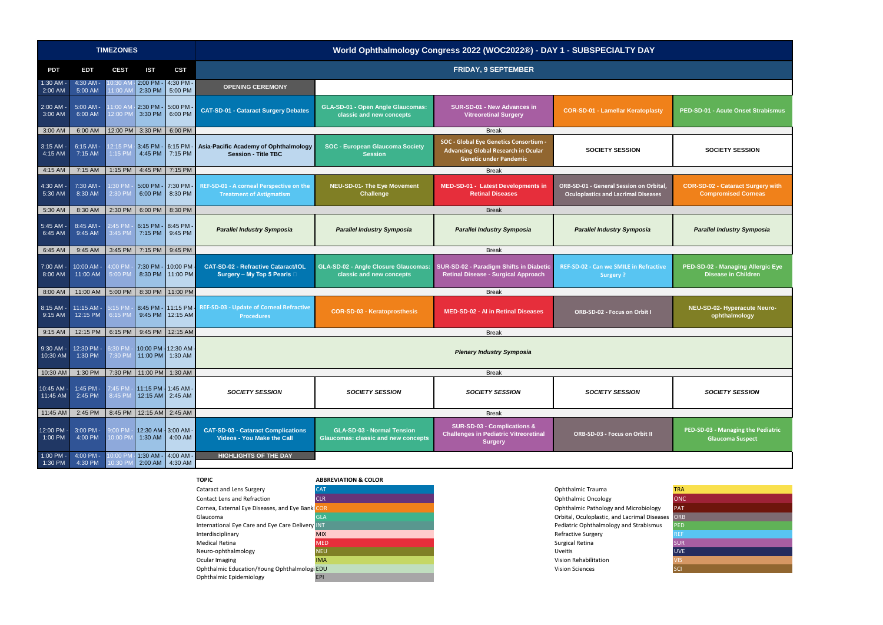# World Ophthalmology Congress 2022 (WOC2022®) - DAY 1 - SUBSPECIALTY DAY

## FRIDAY, 9 SEPTEMBER

| PDT | EDT | CEST | IST | CST | | | | | |
|---|---|---|---|---|---|---|---|---|---|
| 1:30 AM - 2:00 AM | 4:30 AM - 5:00 AM | 10:30 AM - 11:00 AM | 2:00 PM - 2:30 PM | 4:30 PM - 5:00 PM | OPENING CEREMONY | | | | |
| 2:00 AM - 3:00 AM | 5:00 AM - 6:00 AM | 11:00 AM - 12:00 PM | 2:30 PM - 3:30 PM | 5:00 PM - 6:00 PM | CAT-SD-01 - Cataract Surgery Debates | GLA-SD-01 - Open Angle Glaucomas: classic and new concepts | SUR-SD-01 - New Advances in Vitreoretinal Surgery | COR-SD-01 - Lamellar Keratoplasty | PED-SD-01 - Acute Onset Strabismus |
| 3:00 AM | 6:00 AM | 12:00 PM | 3:30 PM | 6:00 PM | Break | | | | |
| 3:15 AM - 4:15 AM | 6:15 AM - 7:15 AM | 12:15 PM - 1:15 PM | 3:45 PM - 4:45 PM | 6:15 PM - 7:15 PM | Asia-Pacific Academy of Ophthalmology Session - Title TBC | SOC - European Glaucoma Society Session | SOC - Global Eye Genetics Consortium - Advancing Global Research in Ocular Genetic under Pandemic | SOCIETY SESSION | SOCIETY SESSION |
| 4:15 AM | 7:15 AM | 1:15 PM | 4:45 PM | 7:15 PM | Break | | | | |
| 4:30 AM - 5:30 AM | 7:30 AM - 8:30 AM | 1:30 PM - 2:30 PM | 5:00 PM - 6:00 PM | 7:30 PM - 8:30 PM | REF-SD-01 - A corneal Perspective on the Treatment of Astigmatism | NEU-SD-01- The Eye Movement Challenge | MED-SD-01 - Latest Developments in Retinal Diseases | ORB-SD-01 - General Session on Orbital, Oculoplastics and Lacrimal Diseases | COR-SD-02 - Cataract Surgery with Compromised Corneas |
| 5:30 AM | 8:30 AM | 2:30 PM | 6:00 PM | 8:30 PM | Break | | | | |
| 5:45 AM - 6:45 AM | 8:45 AM - 9:45 AM | 2:45 PM - 3:45 PM | 6:15 PM - 7:15 PM | 8:45 PM - 9:45 PM | *Parallel Industry Symposia* | *Parallel Industry Symposia* | *Parallel Industry Symposia* | *Parallel Industry Symposia* | *Parallel Industry Symposia* |
| 6:45 AM | 9:45 AM | 3:45 PM | 7:15 PM | 9:45 PM | Break | | | | |
| 7:00 AM - 8:00 AM | 10:00 AM - 11:00 AM | 4:00 PM - 5:00 PM | 7:30 PM - 8:30 PM | 10:00 PM - 11:00 PM | CAT-SD-02 - Refractive Cataract/IOL Surgery – My Top 5 Pearls | GLA-SD-02 - Angle Closure Glaucomas: classic and new concepts | SUR-SD-02 - Paradigm Shifts in Diabetic Retinal Disease - Surgical Approach | REF-SD-02 - Can we SMILE in Refractive Surgery ? | PED-SD-02 - Managing Allergic Eye Disease in Children |
| 8:00 AM | 11:00 AM | 5:00 PM | 8:30 PM | 11:00 PM | Break | | | | |
| 8:15 AM - 9:15 AM | 11:15 AM - 12:15 PM | 5:15 PM - 6:15 PM | 8:45 PM - 9:45 PM | 11:15 PM - 12:15 AM | REF-SD-03 - Update of Corneal Refractive Procedures | COR-SD-03 - Keratoprosthesis | MED-SD-02 - AI in Retinal Diseases | ORB-SD-02 - Focus on Orbit I | NEU-SD-02- Hyperacute Neuro-ophthalmology |
| 9:15 AM | 12:15 PM | 6:15 PM | 9:45 PM | 12:15 AM | Break | | | | |
| 9:30 AM - 10:30 AM | 12:30 PM - 1:30 PM | 6:30 PM - 7:30 PM | 10:00 PM - 11:00 PM | 12:30 AM - 1:30 AM | *Plenary Industry Symposia* | | | | |
| 10:30 AM | 1:30 PM | 7:30 PM | 11:00 PM | 1:30 AM | Break | | | | |
| 10:45 AM - 11:45 AM | 1:45 PM - 2:45 PM | 7:45 PM - 8:45 PM | 11:15 PM - 12:15 AM | 1:45 AM - 2:45 AM | *SOCIETY SESSION* | *SOCIETY SESSION* | *SOCIETY SESSION* | *SOCIETY SESSION* | *SOCIETY SESSION* |
| 11:45 AM | 2:45 PM | 8:45 PM | 12:15 AM | 2:45 AM | Break | | | | |
| 12:00 PM - 1:00 PM | 3:00 PM - 4:00 PM | 9:00 PM - 10:00 PM | 12:30 AM - 1:30 AM | 3:00 AM - 4:00 AM | CAT-SD-03 - Cataract Complications Videos - You Make the Call | GLA-SD-03 - Normal Tension Glaucomas: classic and new concepts | SUR-SD-03 - Complications & Challenges in Pediatric Vitreoretinal Surgery | ORB-SD-03 - Focus on Orbit II | PED-SD-03 - Managing the Pediatric Glaucoma Suspect |
| 1:00 PM - 1:30 PM | 4:00 PM - 4:30 PM | 10:00 PM - 10:30 PM | 1:30 AM - 2:00 AM | 4:00 AM - 4:30 AM | HIGHLIGHTS OF THE DAY | | | | |

| TOPIC | ABBREVIATION & COLOR |
|---|---|
| Cataract and Lens Surgery | CAT |
| Contact Lens and Refraction | CLR |
| Cornea, External Eye Diseases, and Eye Banking | COR |
| Glaucoma | GLA |
| International Eye Care and Eye Care Delivery | INT |
| Interdisciplinary | MIX |
| Medical Retina | MED |
| Neuro-ophthalmology | NEU |
| Ocular Imaging | IMA |
| Ophthalmic Education/Young Ophthalmologists | EDU |
| Ophthalmic Epidemiology | EPI |
| Ophthalmic Trauma | TRA |
| Ophthalmic Oncology | ONC |
| Ophthalmic Pathology and Microbiology | PAT |
| Orbital, Oculoplastic, and Lacrimal Diseases | ORB |
| Pediatric Ophthalmology and Strabismus | PED |
| Refractive Surgery | REF |
| Surgical Retina | SUR |
| Uveitis | UVE |
| Vision Rehabilitation | VIS |
| Vision Sciences | SCI |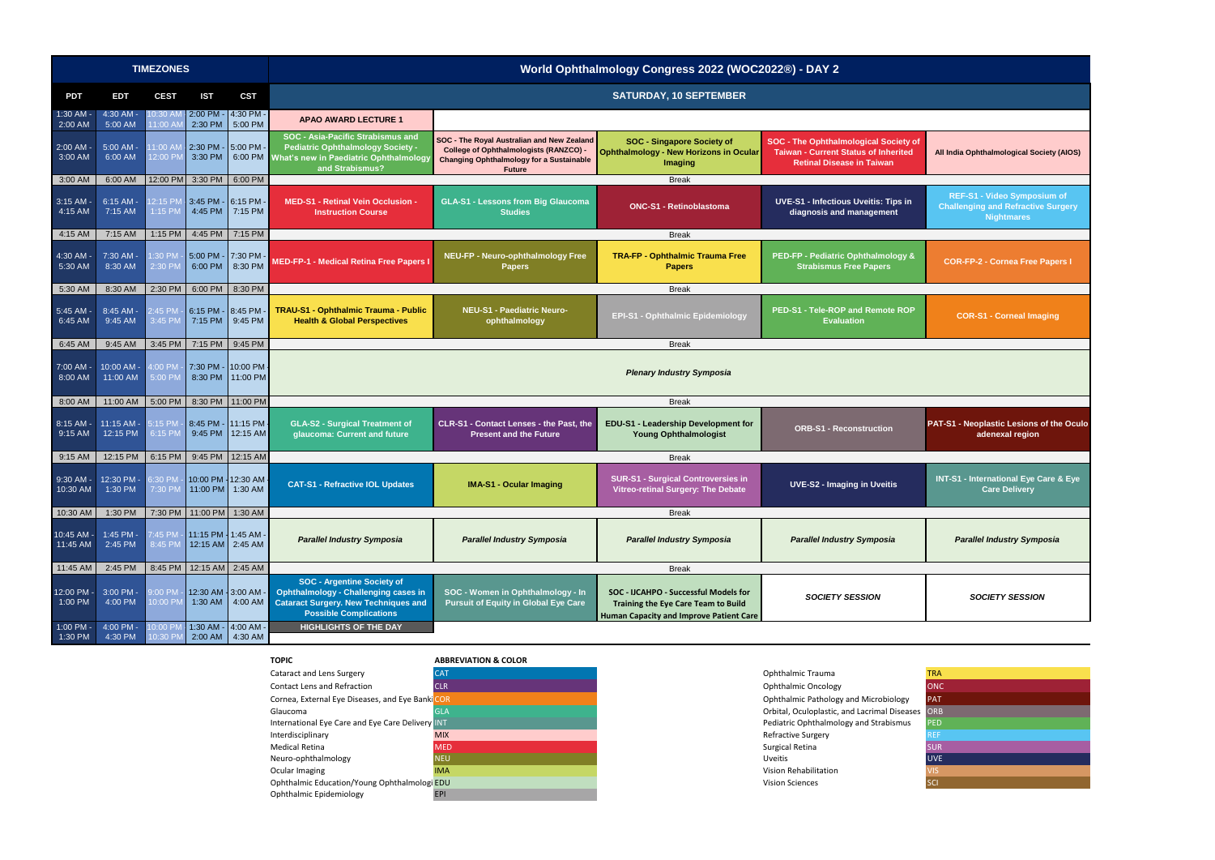| TIMEZONES | | | | | World Ophthalmology Congress 2022 (WOC2022®) - DAY 2 | | | | |
|---|---|---|---|---|---|---|---|---|---|
| PDT | EDT | CEST | IST | CST | SATURDAY, 10 SEPTEMBER | | | | |
| 1:30 AM - 2:00 AM | 4:30 AM - 5:00 AM | 10:30 AM - 11:00 AM | 2:00 PM - 2:30 PM | 4:30 PM - 5:00 PM | APAO AWARD LECTURE 1 | | | | |
| 2:00 AM - 3:00 AM | 5:00 AM - 6:00 AM | 11:00 AM - 12:00 PM | 2:30 PM - 3:30 PM | 5:00 PM - 6:00 PM | SOC - Asia-Pacific Strabismus and Pediatric Ophthalmology Society - What's new in Paediatric Ophthalmology and Strabismus? | SOC - The Royal Australian and New Zealand College of Ophthalmologists (RANZCO) - Changing Ophthalmology for a Sustainable Future | SOC - Singapore Society of Ophthalmology - New Horizons in Ocular Imaging | SOC - The Ophthalmological Society of Taiwan - Current Status of Inherited Retinal Disease in Taiwan | All India Ophthalmological Society (AIOS) |
| 3:00 AM | 6:00 AM | 12:00 PM | 3:30 PM | 6:00 PM | Break | | | | |
| 3:15 AM - 4:15 AM | 6:15 AM - 7:15 AM | 12:15 PM - 1:15 PM | 3:45 PM - 4:45 PM | 6:15 PM - 7:15 PM | MED-S1 - Retinal Vein Occlusion - Instruction Course | GLA-S1 - Lessons from Big Glaucoma Studies | ONC-S1 - Retinoblastoma | UVE-S1 - Infectious Uveitis: Tips in diagnosis and management | REF-S1 - Video Symposium of Challenging and Refractive Surgery Nightmares |
| 4:15 AM | 7:15 AM | 1:15 PM | 4:45 PM | 7:15 PM | Break | | | | |
| 4:30 AM - 5:30 AM | 7:30 AM - 8:30 AM | 1:30 PM - 2:30 PM | 5:00 PM - 6:00 PM | 7:30 PM - 8:30 PM | MED-FP-1 - Medical Retina Free Papers I | NEU-FP - Neuro-ophthalmology Free Papers | TRA-FP - Ophthalmic Trauma Free Papers | PED-FP - Pediatric Ophthalmology & Strabismus Free Papers | COR-FP-2 - Cornea Free Papers I |
| 5:30 AM | 8:30 AM | 2:30 PM | 6:00 PM | 8:30 PM | Break | | | | |
| 5:45 AM - 6:45 AM | 8:45 AM - 9:45 AM | 2:45 PM - 3:45 PM | 6:15 PM - 7:15 PM | 8:45 PM - 9:45 PM | TRAU-S1 - Ophthalmic Trauma - Public Health & Global Perspectives | NEU-S1 - Paediatric Neuro-ophthalmology | EPI-S1 - Ophthalmic Epidemiology | PED-S1 - Tele-ROP and Remote ROP Evaluation | COR-S1 - Corneal Imaging |
| 6:45 AM | 9:45 AM | 3:45 PM | 7:15 PM | 9:45 PM | Break | | | | |
| 7:00 AM - 8:00 AM | 10:00 AM - 11:00 AM | 4:00 PM - 5:00 PM | 7:30 PM - 8:30 PM | 10:00 PM - 11:00 PM | *Plenary Industry Symposia* | | | | |
| 8:00 AM | 11:00 AM | 5:00 PM | 8:30 PM | 11:00 PM | Break | | | | |
| 8:15 AM - 9:15 AM | 11:15 AM - 12:15 PM | 5:15 PM - 6:15 PM | 8:45 PM - 9:45 PM | 11:15 PM - 12:15 AM | GLA-S2 - Surgical Treatment of glaucoma: Current and future | CLR-S1 - Contact Lenses - the Past, the Present and the Future | EDU-S1 - Leadership Development for Young Ophthalmologist | ORB-S1 - Reconstruction | PAT-S1 - Neoplastic Lesions of the Oculo adenexal region |
| 9:15 AM | 12:15 PM | 6:15 PM | 9:45 PM | 12:15 AM | Break | | | | |
| 9:30 AM - 10:30 AM | 12:30 PM - 1:30 PM | 6:30 PM - 7:30 PM | 10:00 PM - 11:00 PM | 12:30 AM - 1:30 AM | CAT-S1 - Refractive IOL Updates | IMA-S1 - Ocular Imaging | SUR-S1 - Surgical Controversies in Vitreo-retinal Surgery: The Debate | UVE-S2 - Imaging in Uveitis | INT-S1 - International Eye Care & Eye Care Delivery |
| 10:30 AM | 1:30 PM | 7:30 PM | 11:00 PM | 1:30 AM | Break | | | | |
| 10:45 AM - 11:45 AM | 1:45 PM - 2:45 PM | 7:45 PM - 8:45 PM | 11:15 PM - 12:15 AM | 1:45 AM - 2:45 AM | *Parallel Industry Symposia* | *Parallel Industry Symposia* | *Parallel Industry Symposia* | *Parallel Industry Symposia* | *Parallel Industry Symposia* |
| 11:45 AM | 2:45 PM | 8:45 PM | 12:15 AM | 2:45 AM | Break | | | | |
| 12:00 PM - 1:00 PM | 3:00 PM - 4:00 PM | 9:00 PM - 10:00 PM | 12:30 AM - 1:30 AM | 3:00 AM - 4:00 AM | SOC - Argentine Society of Ophthalmology - Challenging cases in Cataract Surgery. New Techniques and Possible Complications | SOC - Women in Ophthalmology - In Pursuit of Equity in Global Eye Care | SOC - IJCAHPO - Successful Models for Training the Eye Care Team to Build Human Capacity and Improve Patient Care | *SOCIETY SESSION* | *SOCIETY SESSION* |
| 1:00 PM - 1:30 PM | 4:00 PM - 4:30 PM | 10:00 PM - 10:30 PM | 1:30 AM - 2:00 AM | 4:00 AM - 4:30 AM | HIGHLIGHTS OF THE DAY | | | | |

| TOPIC | ABBREVIATION & COLOR |
|---|---|
| Cataract and Lens Surgery | CAT |
| Contact Lens and Refraction | CLR |
| Cornea, External Eye Diseases, and Eye Banki | COR |
| Glaucoma | GLA |
| International Eye Care and Eye Care Delivery | INT |
| Interdisciplinary | MIX |
| Medical Retina | MED |
| Neuro-ophthalmology | NEU |
| Ocular Imaging | IMA |
| Ophthalmic Education/Young Ophthalmologi | EDU |
| Ophthalmic Epidemiology | EPI |
| Ophthalmic Trauma | TRA |
| Ophthalmic Oncology | ONC |
| Ophthalmic Pathology and Microbiology | PAT |
| Orbital, Oculoplastic, and Lacrimal Diseases | ORB |
| Pediatric Ophthalmology and Strabismus | PED |
| Refractive Surgery | REF |
| Surgical Retina | SUR |
| Uveitis | UVE |
| Vision Rehabilitation | VIS |
| Vision Sciences | SCI |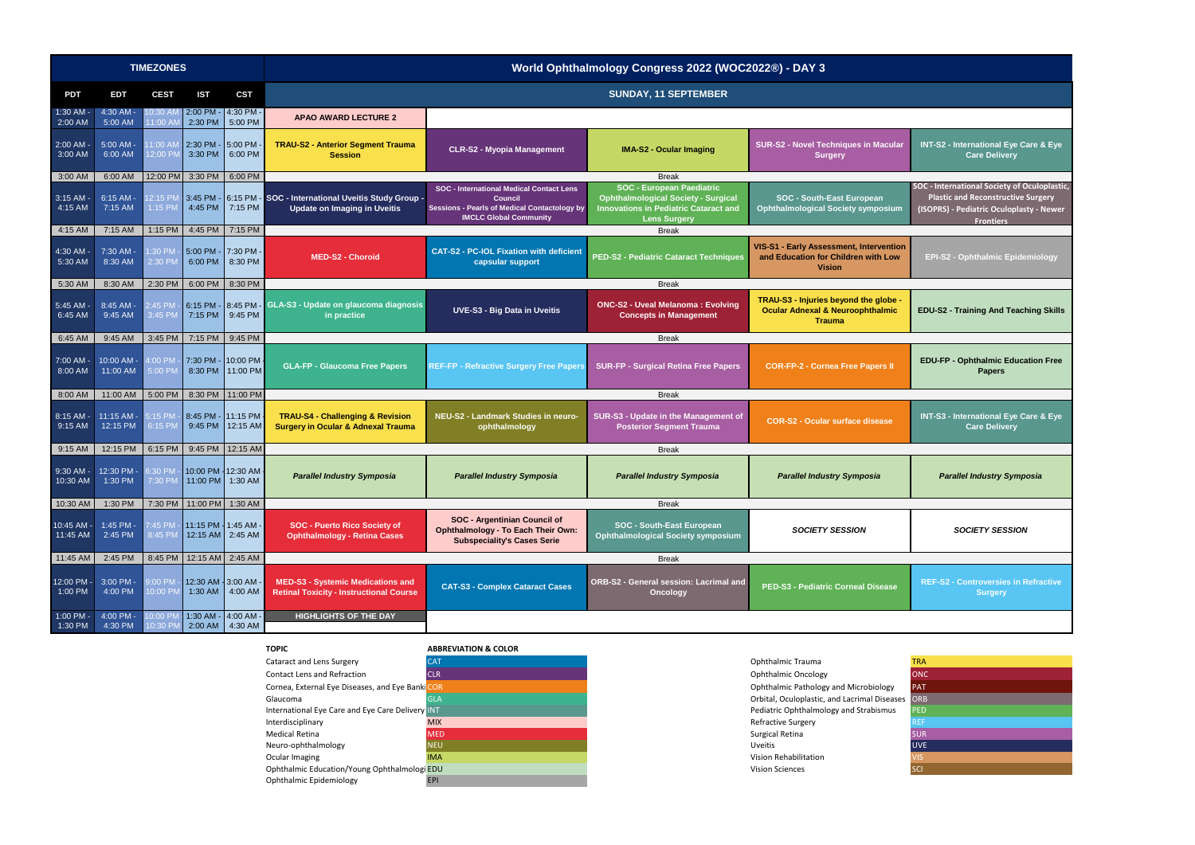| TIMEZONES | | | | | World Ophthalmology Congress 2022 (WOC2022®) - DAY 3 | | | | |
|---|---|---|---|---|---|---|---|---|---|
| PDT | EDT | CEST | IST | CST | SUNDAY, 11 SEPTEMBER | | | | |
| 1:30 AM - 2:00 AM | 4:30 AM - 5:00 AM | 10:30 AM - 11:00 AM | 2:00 PM - 2:30 PM | 4:30 PM - 5:00 PM | APAO AWARD LECTURE 2 | | | | |
| 2:00 AM - 3:00 AM | 5:00 AM - 6:00 AM | 11:00 AM - 12:00 PM | 2:30 PM - 3:30 PM | 5:00 PM - 6:00 PM | TRAU-S2 - Anterior Segment Trauma Session | CLR-S2 - Myopia Management | IMA-S2 - Ocular Imaging | SUR-S2 - Novel Techniques in Macular Surgery | INT-S2 - International Eye Care & Eye Care Delivery |
| 3:00 AM | 6:00 AM | 12:00 PM | 3:30 PM | 6:00 PM | Break | | | | |
| 3:15 AM - 4:15 AM | 6:15 AM - 7:15 AM | 12:15 PM - 1:15 PM | 3:45 PM - 4:45 PM | 6:15 PM - 7:15 PM | SOC - International Uveitis Study Group - Update on Imaging in Uveitis | SOC - International Medical Contact Lens Council Sessions - Pearls of Medical Contactology by IMCLC Global Community | SOC - European Paediatric Ophthalmological Society - Surgical Innovations in Pediatric Cataract and Lens Surgery | SOC - South-East European Ophthalmological Society symposium | SOC - International Society of Oculoplastic, Plastic and Reconstructive Surgery (ISOPRS) - Pediatric Oculoplasty - Newer Frontiers |
| 4:15 AM | 7:15 AM | 1:15 PM | 4:45 PM | 7:15 PM | Break | | | | |
| 4:30 AM - 5:30 AM | 7:30 AM - 8:30 AM | 1:30 PM - 2:30 PM | 5:00 PM - 6:00 PM | 7:30 PM - 8:30 PM | MED-S2 - Choroid | CAT-S2 - PC-IOL Fixation with deficient capsular support | PED-S2 - Pediatric Cataract Techniques | VIS-S1 - Early Assessment, Intervention and Education for Children with Low Vision | EPI-S2 - Ophthalmic Epidemiology |
| 5:30 AM | 8:30 AM | 2:30 PM | 6:00 PM | 8:30 PM | Break | | | | |
| 5:45 AM - 6:45 AM | 8:45 AM - 9:45 AM | 2:45 PM - 3:45 PM | 6:15 PM - 7:15 PM | 8:45 PM - 9:45 PM | GLA-S3 - Update on glaucoma diagnosis in practice | UVE-S3 - Big Data in Uveitis | ONC-S2 - Uveal Melanoma : Evolving Concepts in Management | TRAU-S3 - Injuries beyond the globe - Ocular Adnexal & Neuroophthalmic Trauma | EDU-S2 - Training And Teaching Skills |
| 6:45 AM | 9:45 AM | 3:45 PM | 7:15 PM | 9:45 PM | Break | | | | |
| 7:00 AM - 8:00 AM | 10:00 AM - 11:00 AM | 4:00 PM - 5:00 PM | 7:30 PM - 8:30 PM | 10:00 PM - 11:00 PM | GLA-FP - Glaucoma Free Papers | REF-FP - Refractive Surgery Free Papers | SUR-FP - Surgical Retina Free Papers | COR-FP-2 - Cornea Free Papers II | EDU-FP - Ophthalmic Education Free Papers |
| 8:00 AM | 11:00 AM | 5:00 PM | 8:30 PM | 11:00 PM | Break | | | | |
| 8:15 AM - 9:15 AM | 11:15 AM - 12:15 PM | 5:15 PM - 6:15 PM | 8:45 PM - 9:45 PM | 11:15 PM - 12:15 AM | TRAU-S4 - Challenging & Revision Surgery in Ocular & Adnexal Trauma | NEU-S2 - Landmark Studies in neuro-ophthalmology | SUR-S3 - Update in the Management of Posterior Segment Trauma | COR-S2 - Ocular surface disease | INT-S3 - International Eye Care & Eye Care Delivery |
| 9:15 AM | 12:15 PM | 6:15 PM | 9:45 PM | 12:15 AM | Break | | | | |
| 9:30 AM - 10:30 AM | 12:30 PM - 1:30 PM | 6:30 PM - 7:30 PM | 10:00 PM - 11:00 PM | 12:30 AM - 1:30 AM | *Parallel Industry Symposia* | *Parallel Industry Symposia* | *Parallel Industry Symposia* | *Parallel Industry Symposia* | *Parallel Industry Symposia* |
| 10:30 AM | 1:30 PM | 7:30 PM | 11:00 PM | 1:30 AM | Break | | | | |
| 10:45 AM - 11:45 AM | 1:45 PM - 2:45 PM | 7:45 PM - 8:45 PM | 11:15 PM - 12:15 AM | 1:45 AM - 2:45 AM | SOC - Puerto Rico Society of Ophthalmology - Retina Cases | SOC - Argentinian Council of Ophthalmology - To Each Their Own: Subspeciality's Cases Serie | SOC - South-East European Ophthalmological Society symposium | *SOCIETY SESSION* | *SOCIETY SESSION* |
| 11:45 AM | 2:45 PM | 8:45 PM | 12:15 AM | 2:45 AM | Break | | | | |
| 12:00 PM - 1:00 PM | 3:00 PM - 4:00 PM | 9:00 PM - 10:00 PM | 12:30 AM - 1:30 AM | 3:00 AM - 4:00 AM | MED-S3 - Systemic Medications and Retinal Toxicity - Instructional Course | CAT-S3 - Complex Cataract Cases | ORB-S2 - General session: Lacrimal and Oncology | PED-S3 - Pediatric Corneal Disease | REF-S2 - Controversies in Refractive Surgery |
| 1:00 PM - 1:30 PM | 4:00 PM - 4:30 PM | 10:00 PM - 10:30 PM | 1:30 AM - 2:00 AM | 4:00 AM - 4:30 AM | HIGHLIGHTS OF THE DAY | | | | |

| TOPIC | ABBREVIATION & COLOR |
|---|---|
| Cataract and Lens Surgery | CAT |
| Contact Lens and Refraction | CLR |
| Cornea, External Eye Diseases, and Eye Banki | COR |
| Glaucoma | GLA |
| International Eye Care and Eye Care Delivery | INT |
| Interdisciplinary | MIX |
| Medical Retina | MED |
| Neuro-ophthalmology | NEU |
| Ocular Imaging | IMA |
| Ophthalmic Education/Young Ophthalmologi | EDU |
| Ophthalmic Epidemiology | EPI |
| Ophthalmic Trauma | TRA |
| Ophthalmic Oncology | ONC |
| Ophthalmic Pathology and Microbiology | PAT |
| Orbital, Oculoplastic, and Lacrimal Diseases | ORB |
| Pediatric Ophthalmology and Strabismus | PED |
| Refractive Surgery | REF |
| Surgical Retina | SUR |
| Uveitis | UVE |
| Vision Rehabilitation | VIS |
| Vision Sciences | SCI |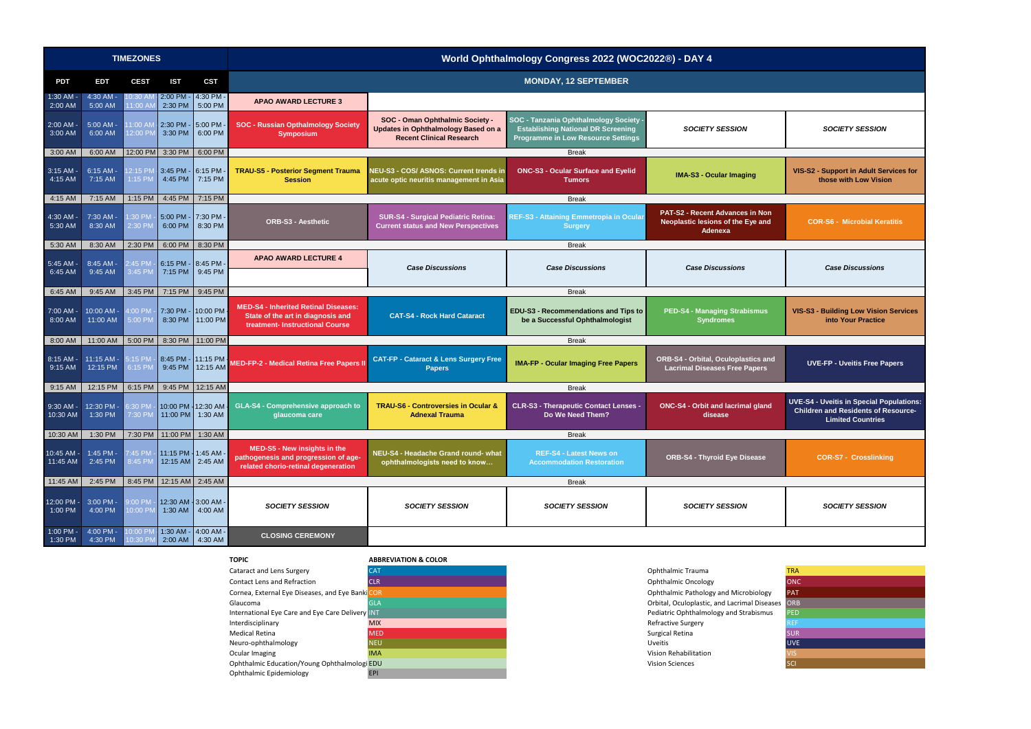| TIMEZONES | | | | | World Ophthalmology Congress 2022 (WOC2022®) - DAY 4 | | | | |
|---|---|---|---|---|---|---|---|---|---|
| PDT | EDT | CEST | IST | CST | MONDAY, 12 SEPTEMBER | | | | |
| 1:30 AM - 2:00 AM | 4:30 AM - 5:00 AM | 10:30 AM - 11:00 AM | 2:00 PM - 2:30 PM | 4:30 PM - 5:00 PM | APAO AWARD LECTURE 3 | | | | |
| 2:00 AM - 3:00 AM | 5:00 AM - 6:00 AM | 11:00 AM - 12:00 PM | 2:30 PM - 3:30 PM | 5:00 PM - 6:00 PM | SOC - Russian Opthalmology Society Symposium | SOC - Oman Ophthalmic Society - Updates in Ophthalmology Based on a Recent Clinical Research | SOC - Tanzania Ophthalmology Society - Establishing National DR Screening Programme in Low Resource Settings | *SOCIETY SESSION* | *SOCIETY SESSION* |
| 3:00 AM | 6:00 AM | 12:00 PM | 3:30 PM | 6:00 PM | Break | | | | |
| 3:15 AM - 4:15 AM | 6:15 AM - 7:15 AM | 12:15 PM - 1:15 PM | 3:45 PM - 4:45 PM | 6:15 PM - 7:15 PM | TRAU-S5 - Posterior Segment Trauma Session | NEU-S3 - COS/ ASNOS: Current trends in acute optic neuritis management in Asia | ONC-S3 - Ocular Surface and Eyelid Tumors | IMA-S3 - Ocular Imaging | VIS-S2 - Support in Adult Services for those with Low Vision |
| 4:15 AM | 7:15 AM | 1:15 PM | 4:45 PM | 7:15 PM | Break | | | | |
| 4:30 AM - 5:30 AM | 7:30 AM - 8:30 AM | 1:30 PM - 2:30 PM | 5:00 PM - 6:00 PM | 7:30 PM - 8:30 PM | ORB-S3 - Aesthetic | SUR-S4 - Surgical Pediatric Retina: Current status and New Perspectives | REF-S3 - Attaining Emmetropia in Ocular Surgery | PAT-S2 - Recent Advances in Non Neoplastic lesions of the Eye and Adenexa | COR-S6 - Microbial Keratitis |
| 5:30 AM | 8:30 AM | 2:30 PM | 6:00 PM | 8:30 PM | Break | | | | |
| 5:45 AM - 6:45 AM | 8:45 AM - 9:45 AM | 2:45 PM - 3:45 PM | 6:15 PM - 7:15 PM | 8:45 PM - 9:45 PM | APAO AWARD LECTURE 4 | *Case Discussions* | *Case Discussions* | *Case Discussions* | *Case Discussions* |
| 6:45 AM | 9:45 AM | 3:45 PM | 7:15 PM | 9:45 PM | Break | | | | |
| 7:00 AM - 8:00 AM | 10:00 AM - 11:00 AM | 4:00 PM - 5:00 PM | 7:30 PM - 8:30 PM | 10:00 PM - 11:00 PM | MED-S4 - Inherited Retinal Diseases: State of the art in diagnosis and treatment- Instructional Course | CAT-S4 - Rock Hard Cataract | EDU-S3 - Recommendations and Tips to be a Successful Ophthalmologist | PED-S4 - Managing Strabismus Syndromes | VIS-S3 - Building Low Vision Services into Your Practice |
| 8:00 AM | 11:00 AM | 5:00 PM | 8:30 PM | 11:00 PM | Break | | | | |
| 8:15 AM - 9:15 AM | 11:15 AM - 12:15 PM | 5:15 PM - 6:15 PM | 8:45 PM - 9:45 PM | 11:15 PM - 12:15 AM | MED-FP-2 - Medical Retina Free Papers II | CAT-FP - Cataract & Lens Surgery Free Papers | IMA-FP - Ocular Imaging Free Papers | ORB-S4 - Orbital, Oculoplastics and Lacrimal Diseases Free Papers | UVE-FP - Uveitis Free Papers |
| 9:15 AM | 12:15 PM | 6:15 PM | 9:45 PM | 12:15 AM | Break | | | | |
| 9:30 AM - 10:30 AM | 12:30 PM - 1:30 PM | 6:30 PM - 7:30 PM | 10:00 PM - 11:00 PM | 12:30 AM - 1:30 AM | GLA-S4 - Comprehensive approach to glaucoma care | TRAU-S6 - Controversies in Ocular & Adnexal Trauma | CLR-S3 - Therapeutic Contact Lenses - Do We Need Them? | ONC-S4 - Orbit and lacrimal gland disease | UVE-S4 - Uveitis in Special Populations: Children and Residents of Resource-Limited Countries |
| 10:30 AM | 1:30 PM | 7:30 PM | 11:00 PM | 1:30 AM | Break | | | | |
| 10:45 AM - 11:45 AM | 1:45 PM - 2:45 PM | 7:45 PM - 8:45 PM | 11:15 PM - 12:15 AM | 1:45 AM - 2:45 AM | MED-S5 - New insights in the pathogenesis and progression of age-related chorio-retinal degeneration | NEU-S4 - Headache Grand round- what ophthalmologists need to know… | REF-S4 - Latest News on Accommodation Restoration | ORB-S4 - Thyroid Eye Disease | COR-S7 - Crosslinking |
| 11:45 AM | 2:45 PM | 8:45 PM | 12:15 AM | 2:45 AM | Break | | | | |
| 12:00 PM - 1:00 PM | 3:00 PM - 4:00 PM | 9:00 PM - 10:00 PM | 12:30 AM - 1:30 AM | 3:00 AM - 4:00 AM | *SOCIETY SESSION* | *SOCIETY SESSION* | *SOCIETY SESSION* | *SOCIETY SESSION* | *SOCIETY SESSION* |
| 1:00 PM - 1:30 PM | 4:00 PM - 4:30 PM | 10:00 PM - 10:30 PM | 1:30 AM - 2:00 AM | 4:00 AM - 4:30 AM | CLOSING CEREMONY | | | | |

| TOPIC | ABBREVIATION & COLOR | TOPIC | ABBREVIATION & COLOR |
|---|---|---|---|
| Cataract and Lens Surgery | CAT | Ophthalmic Trauma | TRA |
| Contact Lens and Refraction | CLR | Ophthalmic Oncology | ONC |
| Cornea, External Eye Diseases, and Eye Banki | COR | Ophthalmic Pathology and Microbiology | PAT |
| Glaucoma | GLA | Orbital, Oculoplastic, and Lacrimal Diseases | ORB |
| International Eye Care and Eye Care Delivery | INT | Pediatric Ophthalmology and Strabismus | PED |
| Interdisciplinary | MIX | Refractive Surgery | REF |
| Medical Retina | MED | Surgical Retina | SUR |
| Neuro-ophthalmology | NEU | Uveitis | UVE |
| Ocular Imaging | IMA | Vision Rehabilitation | VIS |
| Ophthalmic Education/Young Ophthalmologi | EDU | Vision Sciences | SCI |
| Ophthalmic Epidemiology | EPI | | |